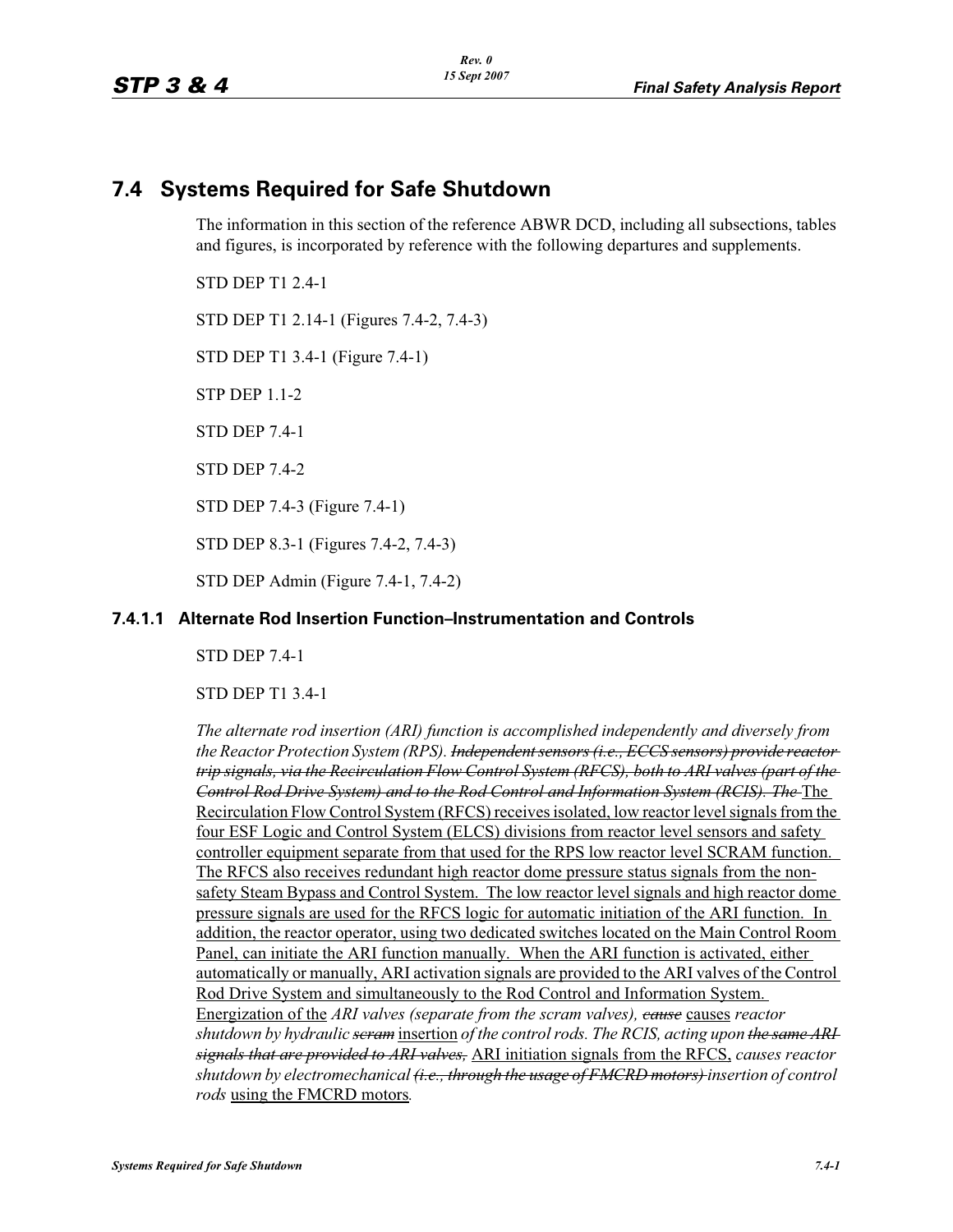# 7.4 Systems Required for Safe Shutdown

The information in this section of the reference ABWR DCD, including all subsections, tables and figures, is incorporated by reference with the following departures and supplements.

STD DEP T1 2.4-1

STD DEP T1 2.14-1 (Figures 7.4-2, 7.4-3)

STD DEP T1 3.4-1 (Figure 7.4-1)

STP DEP 1.1-2

STD DEP 7.4-1

STD DEP 7.4-2

STD DEP 7.4-3 (Figure 7.4-1)

STD DEP 8.3-1 (Figures 7.4-2, 7.4-3)

STD DEP Admin (Figure 7.4-1, 7.4-2)

### 7.4.1.1 Alternate Rod Insertion Function–Instrumentation and Controls

STD DEP 7.4-1

STD DEP T1 3.4-1

*The alternate rod insertion (ARI) function is accomplished independently and diversely from the Reactor Protection System (RPS).* ~~*Independent sensors (i.e., ECCS sensors) provide reactor trip signals, via the Recirculation Flow Control System (RFCS), both to ARI valves (part of the Control Rod Drive System) and to the Rod Control and Information System (RCIS). The*~~ <u>The Recirculation Flow Control System (RFCS) receives isolated, low reactor level signals from the four ESF Logic and Control System (ELCS) divisions from reactor level sensors and safety controller equipment separate from that used for the RPS low reactor level SCRAM function. The RFCS also receives redundant high reactor dome pressure status signals from the non-safety Steam Bypass and Control System. The low reactor level signals and high reactor dome pressure signals are used for the RFCS logic for automatic initiation of the ARI function. In addition, the reactor operator, using two dedicated switches located on the Main Control Room Panel, can initiate the ARI function manually. When the ARI function is activated, either automatically or manually, ARI activation signals are provided to the ARI valves of the Control Rod Drive System and simultaneously to the Rod Control and Information System. Energization of the</u> *ARI valves (separate from the scram valves),* ~~*cause*~~ <u>causes</u> *reactor shutdown by hydraulic* ~~*scram*~~ <u>insertion</u> *of the control rods. The RCIS, acting upon* ~~*the same ARI signals that are provided to ARI valves,*~~ <u>ARI initiation signals from the RFCS,</u> *causes reactor shutdown by electromechanical* ~~*(i.e., through the usage of FMCRD motors)*~~ *insertion of control rods* <u>using the FMCRD motors</u>.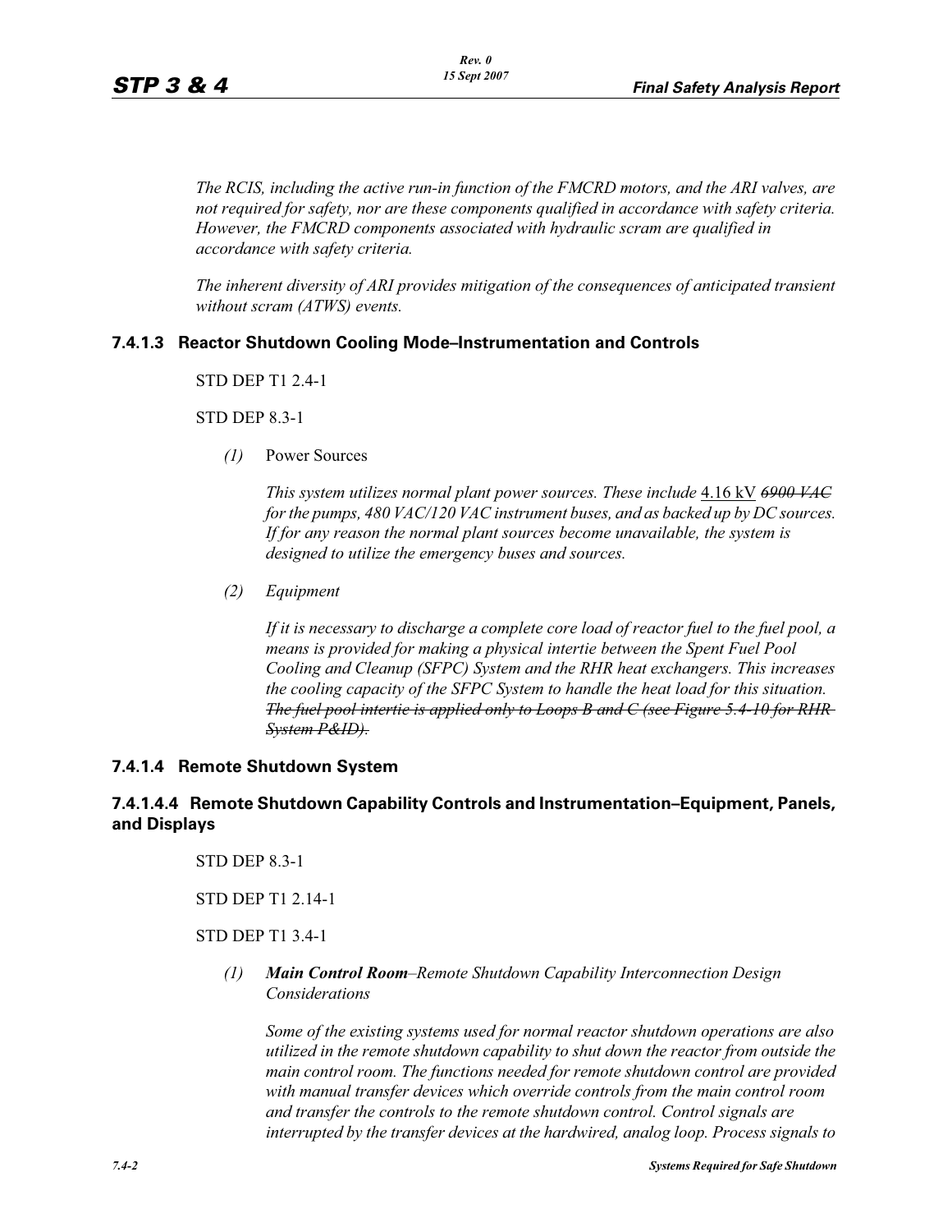*The RCIS, including the active run-in function of the FMCRD motors, and the ARI valves, are not required for safety, nor are these components qualified in accordance with safety criteria. However, the FMCRD components associated with hydraulic scram are qualified in accordance with safety criteria.*

*The inherent diversity of ARI provides mitigation of the consequences of anticipated transient without scram (ATWS) events.*

### 7.4.1.3 Reactor Shutdown Cooling Mode–Instrumentation and Controls

STD DEP T1 2.4-1

STD DEP 8.3-1

*(1)* Power Sources

*This system utilizes normal plant power sources. These include* <u>4.16 kV</u> ~~*6900 VAC*~~ *for the pumps, 480 VAC/120 VAC instrument buses, and as backed up by DC sources. If for any reason the normal plant sources become unavailable, the system is designed to utilize the emergency buses and sources.*

*(2) Equipment*

*If it is necessary to discharge a complete core load of reactor fuel to the fuel pool, a means is provided for making a physical intertie between the Spent Fuel Pool Cooling and Cleanup (SFPC) System and the RHR heat exchangers. This increases the cooling capacity of the SFPC System to handle the heat load for this situation.* ~~*The fuel pool intertie is applied only to Loops B and C (see Figure 5.4-10 for RHR System P&ID).*~~

### 7.4.1.4 Remote Shutdown System

#### 7.4.1.4.4 Remote Shutdown Capability Controls and Instrumentation–Equipment, Panels, and Displays

STD DEP 8.3-1

STD DEP T1 2.14-1

STD DEP T1 3.4-1

*(1)* ***Main Control Room****–Remote Shutdown Capability Interconnection Design Considerations*

*Some of the existing systems used for normal reactor shutdown operations are also utilized in the remote shutdown capability to shut down the reactor from outside the main control room. The functions needed for remote shutdown control are provided with manual transfer devices which override controls from the main control room and transfer the controls to the remote shutdown control. Control signals are interrupted by the transfer devices at the hardwired, analog loop. Process signals to*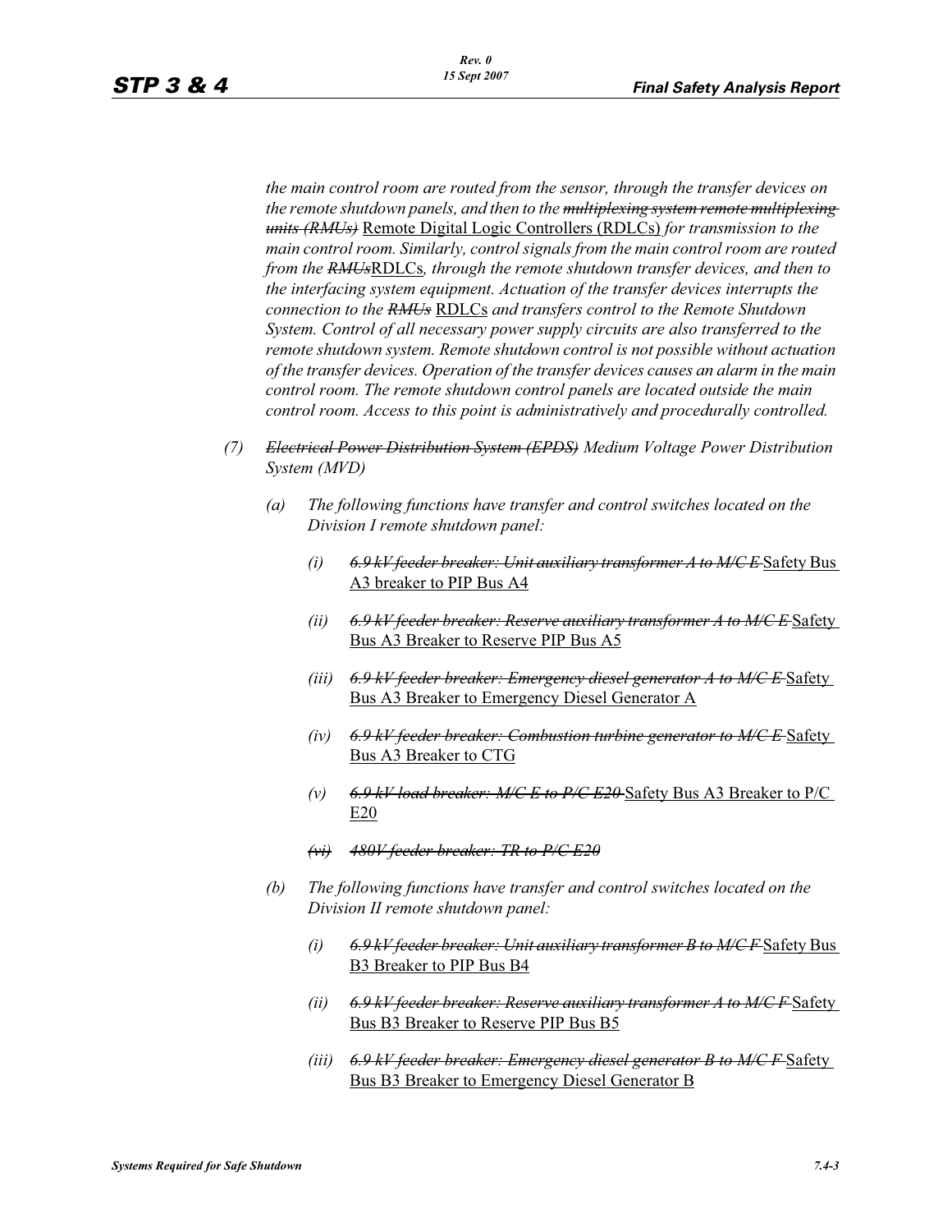*the main control room are routed from the sensor, through the transfer devices on the remote shutdown panels, and then to the ~~multiplexing system remote multiplexing units (RMUs)~~* <u>Remote Digital Logic Controllers (RDLCs)</u> *for transmission to the main control room. Similarly, control signals from the main control room are routed from the ~~RMUs~~*<u>RDLCs</u>*, through the remote shutdown transfer devices, and then to the interfacing system equipment. Actuation of the transfer devices interrupts the connection to the ~~RMUs~~* <u>RDLCs</u> *and transfers control to the Remote Shutdown System. Control of all necessary power supply circuits are also transferred to the remote shutdown system. Remote shutdown control is not possible without actuation of the transfer devices. Operation of the transfer devices causes an alarm in the main control room. The remote shutdown control panels are located outside the main control room. Access to this point is administratively and procedurally controlled.*

*(7) ~~Electrical Power Distribution System (EPDS)~~ Medium Voltage Power Distribution System (MVD)*

*(a) The following functions have transfer and control switches located on the Division I remote shutdown panel:*

*(i) ~~6.9 kV feeder breaker: Unit auxiliary transformer A to M/C E~~* <u>Safety Bus A3 breaker to PIP Bus A4</u>

*(ii) ~~6.9 kV feeder breaker: Reserve auxiliary transformer A to M/C E~~* <u>Safety Bus A3 Breaker to Reserve PIP Bus A5</u>

*(iii) ~~6.9 kV feeder breaker: Emergency diesel generator A to M/C E~~* <u>Safety Bus A3 Breaker to Emergency Diesel Generator A</u>

*(iv) ~~6.9 kV feeder breaker: Combustion turbine generator to M/C E~~* <u>Safety Bus A3 Breaker to CTG</u>

*(v) ~~6.9 kV load breaker: M/C E to P/C E20~~* <u>Safety Bus A3 Breaker to P/C E20</u>

*~~(vi) 480V feeder breaker: TR to P/C E20~~*

*(b) The following functions have transfer and control switches located on the Division II remote shutdown panel:*

*(i) ~~6.9 kV feeder breaker: Unit auxiliary transformer B to M/C F~~* <u>Safety Bus B3 Breaker to PIP Bus B4</u>

*(ii) ~~6.9 kV feeder breaker: Reserve auxiliary transformer A to M/C F~~* <u>Safety Bus B3 Breaker to Reserve PIP Bus B5</u>

*(iii) ~~6.9 kV feeder breaker: Emergency diesel generator B to M/C F~~* <u>Safety Bus B3 Breaker to Emergency Diesel Generator B</u>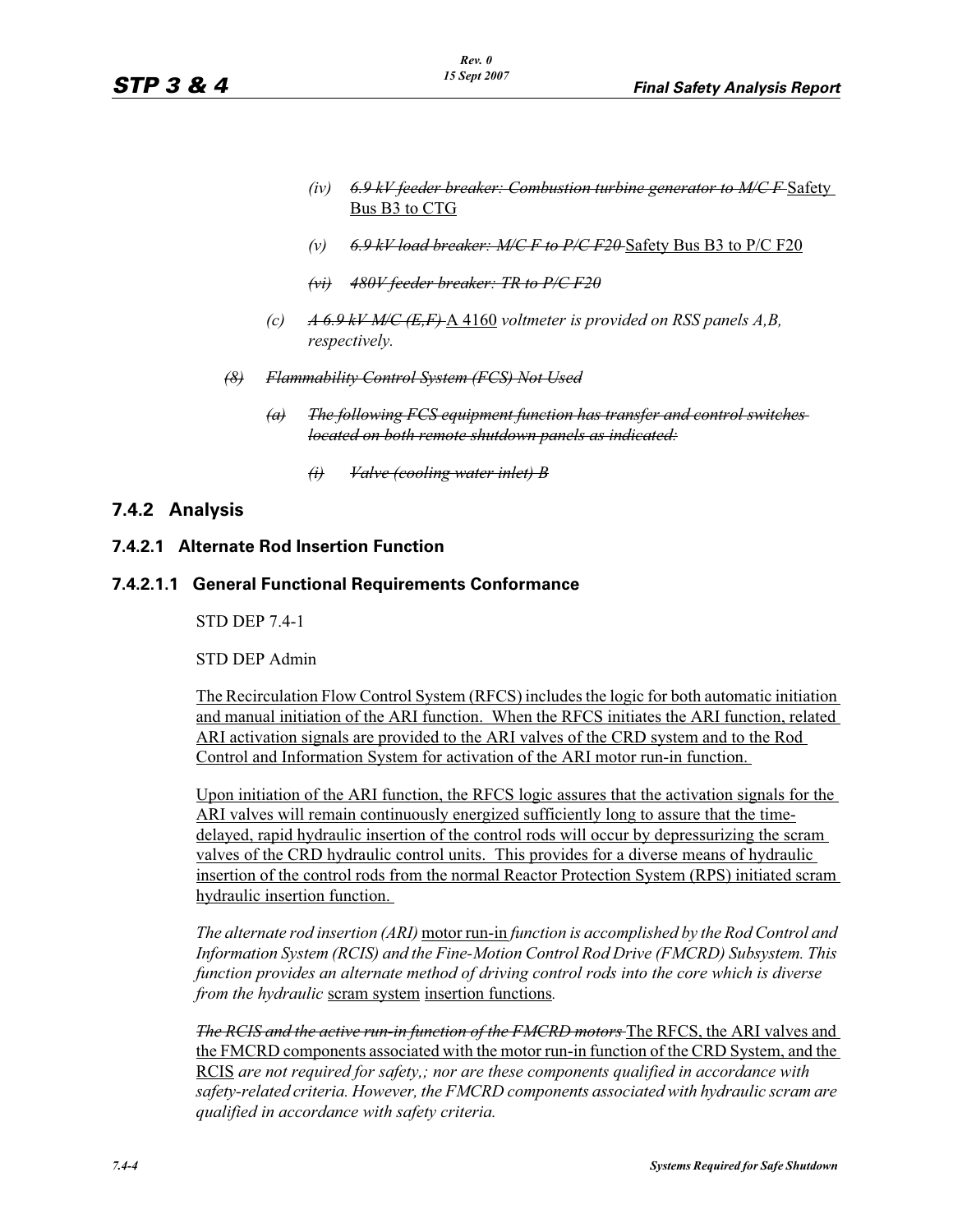- *(iv)* ~~*6.9 kV feeder breaker: Combustion turbine generator to M/C F*~~ <u>Safety Bus B3 to CTG</u>

- *(v)* ~~*6.9 kV load breaker: M/C F to P/C F20*~~ <u>Safety Bus B3 to P/C F20</u>

- ~~*(vi) 480V feeder breaker: TR to P/C F20*~~

*(c)* ~~*A 6.9 kV M/C (E,F)*~~ <u>A 4160</u> *voltmeter is provided on RSS panels A,B, respectively.*

~~*(8) Flammability Control System (FCS) Not Used*~~

~~*(a) The following FCS equipment function has transfer and control switches located on both remote shutdown panels as indicated:*~~

~~*(i) Valve (cooling water inlet) B*~~

## 7.4.2 Analysis

### 7.4.2.1 Alternate Rod Insertion Function

#### 7.4.2.1.1 General Functional Requirements Conformance

STD DEP 7.4-1

STD DEP Admin

<u>The Recirculation Flow Control System (RFCS) includes the logic for both automatic initiation and manual initiation of the ARI function. When the RFCS initiates the ARI function, related ARI activation signals are provided to the ARI valves of the CRD system and to the Rod Control and Information System for activation of the ARI motor run-in function.</u>

<u>Upon initiation of the ARI function, the RFCS logic assures that the activation signals for the ARI valves will remain continuously energized sufficiently long to assure that the time-delayed, rapid hydraulic insertion of the control rods will occur by depressurizing the scram valves of the CRD hydraulic control units. This provides for a diverse means of hydraulic insertion of the control rods from the normal Reactor Protection System (RPS) initiated scram hydraulic insertion function.</u>

*The alternate rod insertion (ARI)* <u>motor run-in</u> *function is accomplished by the Rod Control and Information System (RCIS) and the Fine-Motion Control Rod Drive (FMCRD) Subsystem. This function provides an alternate method of driving control rods into the core which is diverse from the hydraulic* <u>scram system</u> <u>insertion functions</u>*.*

~~*The RCIS and the active run-in function of the FMCRD motors*~~ <u>The RFCS, the ARI valves and the FMCRD components associated with the motor run-in function of the CRD System, and the RCIS</u> *are not required for safety,; nor are these components qualified in accordance with safety-related criteria. However, the FMCRD components associated with hydraulic scram are qualified in accordance with safety criteria.*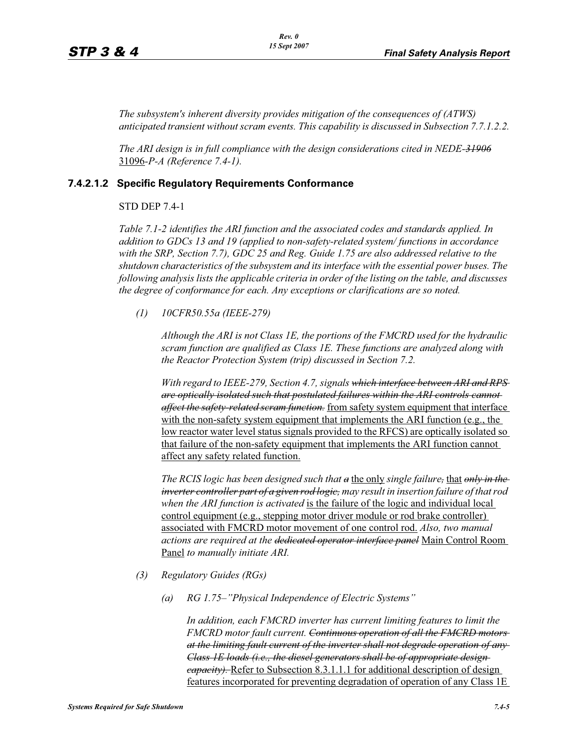*The subsystem's inherent diversity provides mitigation of the consequences of (ATWS) anticipated transient without scram events. This capability is discussed in Subsection 7.7.1.2.2.*

*The ARI design is in full compliance with the design considerations cited in NEDE-~~31906~~* 31096*-P-A (Reference 7.4-1).*

### 7.4.2.1.2 Specific Regulatory Requirements Conformance

STD DEP 7.4-1

*Table 7.1-2 identifies the ARI function and the associated codes and standards applied. In addition to GDCs 13 and 19 (applied to non-safety-related system/ functions in accordance with the SRP, Section 7.7), GDC 25 and Reg. Guide 1.75 are also addressed relative to the shutdown characteristics of the subsystem and its interface with the essential power buses. The following analysis lists the applicable criteria in order of the listing on the table, and discusses the degree of conformance for each. Any exceptions or clarifications are so noted.*

*(1) 10CFR50.55a (IEEE-279)*

*Although the ARI is not Class 1E, the portions of the FMCRD used for the hydraulic scram function are qualified as Class 1E. These functions are analyzed along with the Reactor Protection System (trip) discussed in Section 7.2.*

*With regard to IEEE-279, Section 4.7, signals ~~which interface between ARI and RPS are optically isolated such that postulated failures within the ARI controls cannot affect the safety-related scram function.~~* <u>from safety system equipment that interface with the non-safety system equipment that implements the ARI function (e.g., the low reactor water level status signals provided to the RFCS) are optically isolated so that failure of the non-safety equipment that implements the ARI function cannot affect any safety related function.</u>

*The RCIS logic has been designed such that ~~a~~* <u>the only</u> *single failure~~,~~* <u>that</u> *~~only in the inverter controller part of a given rod logic,~~ may result in insertion failure of that rod when the ARI function is activated* <u>is the failure of the logic and individual local control equipment (e.g., stepping motor driver module or rod brake controller) associated with FMCRD motor movement of one control rod.</u> *Also, two manual actions are required at the ~~dedicated operator interface panel~~* <u>Main Control Room Panel</u> *to manually initiate ARI.*

*(3) Regulatory Guides (RGs)*

*(a) RG 1.75–"Physical Independence of Electric Systems"*

*In addition, each FMCRD inverter has current limiting features to limit the FMCRD motor fault current. ~~Continuous operation of all the FMCRD motors at the limiting fault current of the inverter shall not degrade operation of any Class 1E loads (i.e., the diesel generators shall be of appropriate design capacity).~~* <u>Refer to Subsection 8.3.1.1.1 for additional description of design features incorporated for preventing degradation of operation of any Class 1E</u>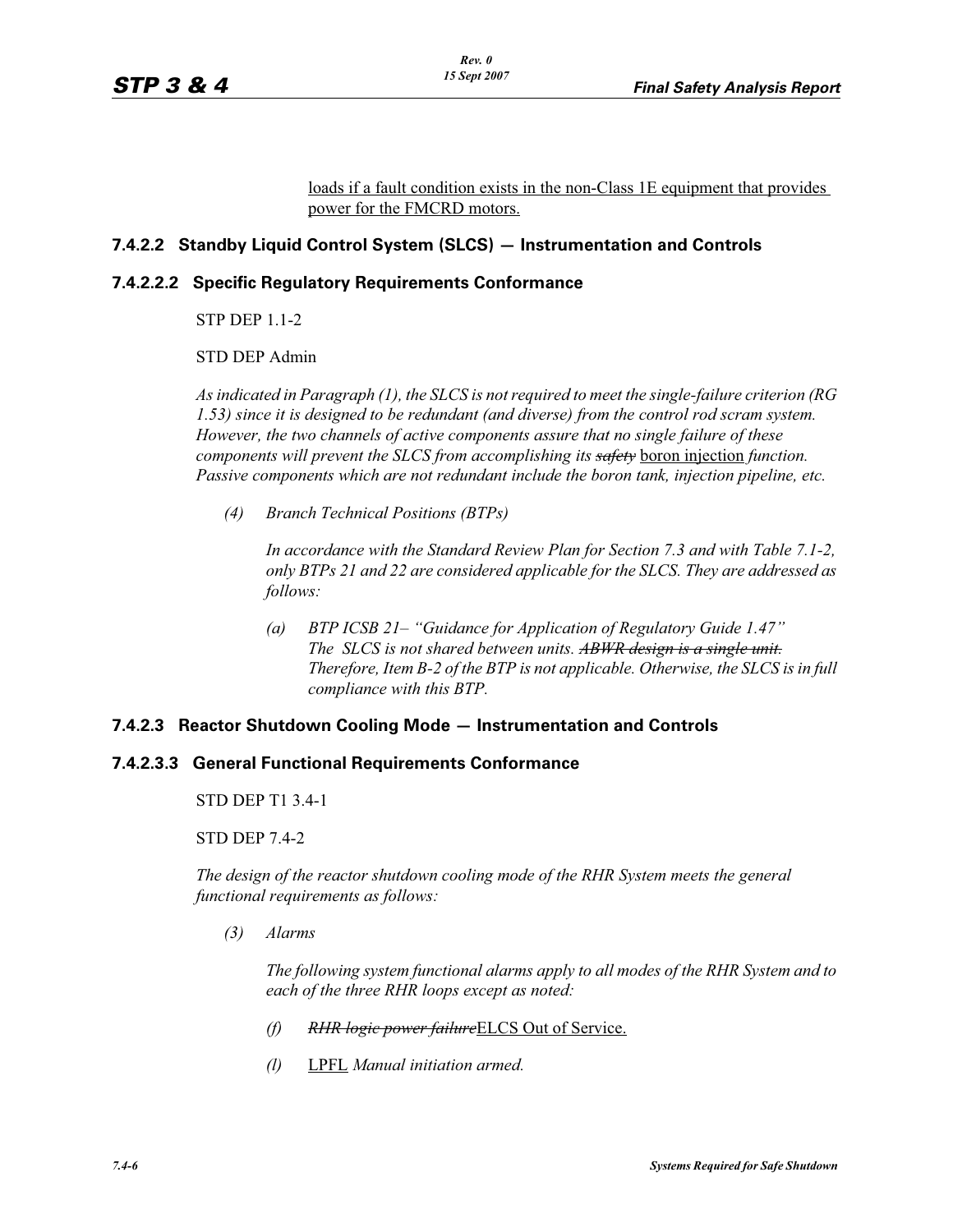loads if a fault condition exists in the non-Class 1E equipment that provides power for the FMCRD motors.

### 7.4.2.2 Standby Liquid Control System (SLCS) — Instrumentation and Controls

#### 7.4.2.2.2 Specific Regulatory Requirements Conformance

STP DEP 1.1-2

STD DEP Admin

*As indicated in Paragraph (1), the SLCS is not required to meet the single-failure criterion (RG 1.53) since it is designed to be redundant (and diverse) from the control rod scram system. However, the two channels of active components assure that no single failure of these components will prevent the SLCS from accomplishing its* ~~*safety*~~ boron injection *function. Passive components which are not redundant include the boron tank, injection pipeline, etc.*

*(4) Branch Technical Positions (BTPs)*

*In accordance with the Standard Review Plan for Section 7.3 and with Table 7.1-2, only BTPs 21 and 22 are considered applicable for the SLCS. They are addressed as follows:*

*(a) BTP ICSB 21– "Guidance for Application of Regulatory Guide 1.47" The SLCS is not shared between units.* ~~*ABWR design is a single unit.*~~ *Therefore, Item B-2 of the BTP is not applicable. Otherwise, the SLCS is in full compliance with this BTP.*

### 7.4.2.3 Reactor Shutdown Cooling Mode — Instrumentation and Controls

#### 7.4.2.3.3 General Functional Requirements Conformance

STD DEP T1 3.4-1

STD DEP 7.4-2

*The design of the reactor shutdown cooling mode of the RHR System meets the general functional requirements as follows:*

*(3) Alarms*

*The following system functional alarms apply to all modes of the RHR System and to each of the three RHR loops except as noted:*

*(f)* ~~*RHR logic power failure*~~ELCS Out of Service.

*(l)* LPFL *Manual initiation armed.*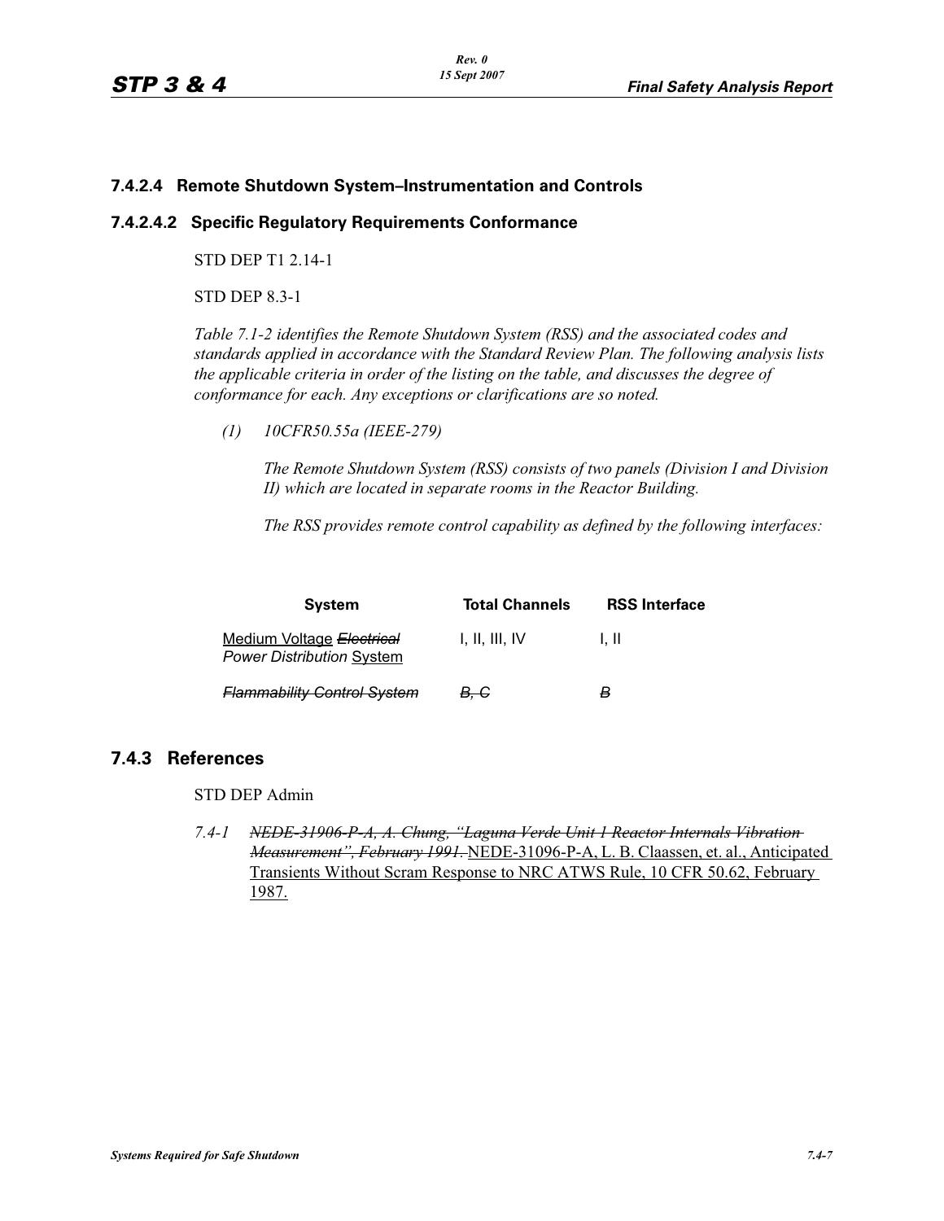### 7.4.2.4 Remote Shutdown System–Instrumentation and Controls

#### 7.4.2.4.2 Specific Regulatory Requirements Conformance

STD DEP T1 2.14-1

STD DEP 8.3-1

*Table 7.1-2 identifies the Remote Shutdown System (RSS) and the associated codes and standards applied in accordance with the Standard Review Plan. The following analysis lists the applicable criteria in order of the listing on the table, and discusses the degree of conformance for each. Any exceptions or clarifications are so noted.*

*(1) 10CFR50.55a (IEEE-279)*

*The Remote Shutdown System (RSS) consists of two panels (Division I and Division II) which are located in separate rooms in the Reactor Building.*

*The RSS provides remote control capability as defined by the following interfaces:*

| System | Total Channels | RSS Interface |
|---|---|---|
| <u>Medium Voltage</u> ~~*Electrical*~~ *Power Distribution* <u>System</u> | I, II, III, IV | I, II |
| ~~*Flammability Control System*~~ | ~~*B, C*~~ | ~~*B*~~ |

## 7.4.3 References

STD DEP Admin

*7.4-1* ~~*NEDE-31906-P-A, A. Chung, "Laguna Verde Unit 1 Reactor Internals Vibration Measurement", February 1991.*~~ <u>NEDE-31096-P-A, L. B. Claassen, et. al., Anticipated Transients Without Scram Response to NRC ATWS Rule, 10 CFR 50.62, February 1987.</u>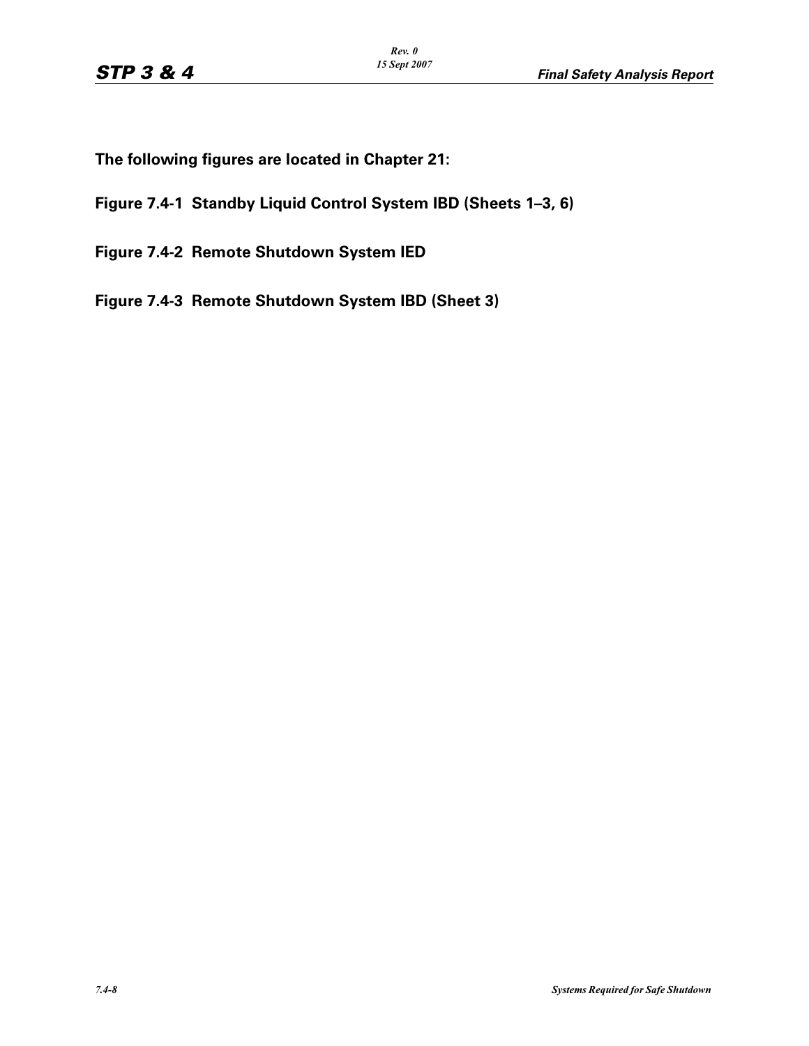**The following figures are located in Chapter 21:**

**Figure 7.4-1 Standby Liquid Control System IBD (Sheets 1–3, 6)**

**Figure 7.4-2 Remote Shutdown System IED**

**Figure 7.4-3 Remote Shutdown System IBD (Sheet 3)**